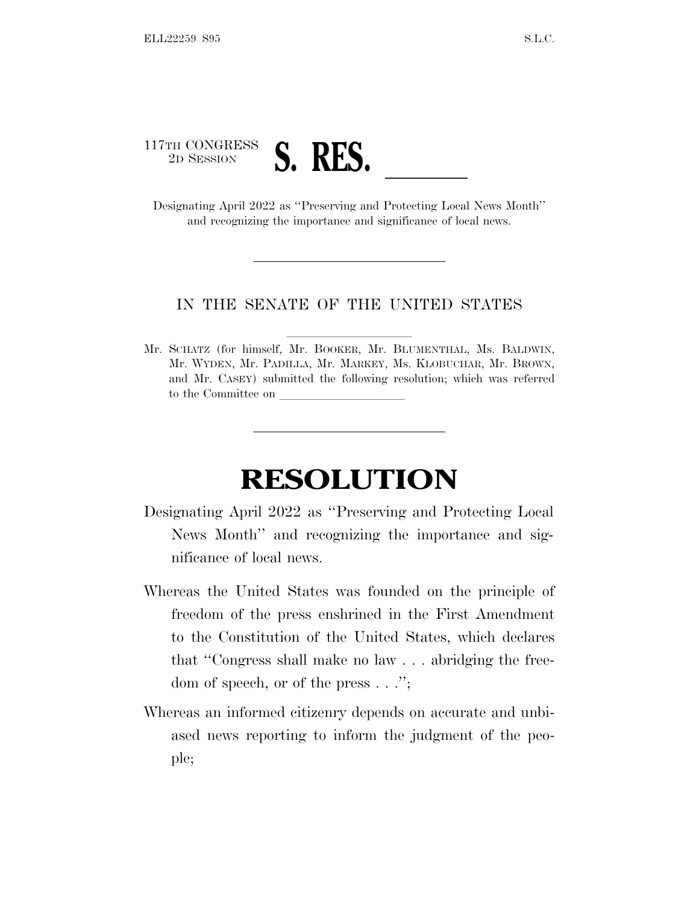117TH CONGRESS
2D SESSION

# S. RES. \_\_\_\_\_\_

Designating April 2022 as "Preserving and Protecting Local News Month" and recognizing the importance and significance of local news.

---

IN THE SENATE OF THE UNITED STATES

Mr. SCHATZ (for himself, Mr. BOOKER, Mr. BLUMENTHAL, Ms. BALDWIN, Mr. WYDEN, Mr. PADILLA, Mr. MARKEY, Ms. KLOBUCHAR, Mr. BROWN, and Mr. CASEY) submitted the following resolution; which was referred to the Committee on \_\_\_\_\_\_\_\_\_\_\_\_\_\_\_\_\_\_\_\_

---

# RESOLUTION

Designating April 2022 as "Preserving and Protecting Local News Month" and recognizing the importance and significance of local news.

Whereas the United States was founded on the principle of freedom of the press enshrined in the First Amendment to the Constitution of the United States, which declares that "Congress shall make no law . . . abridging the freedom of speech, or of the press . . .";

Whereas an informed citizenry depends on accurate and unbiased news reporting to inform the judgment of the people;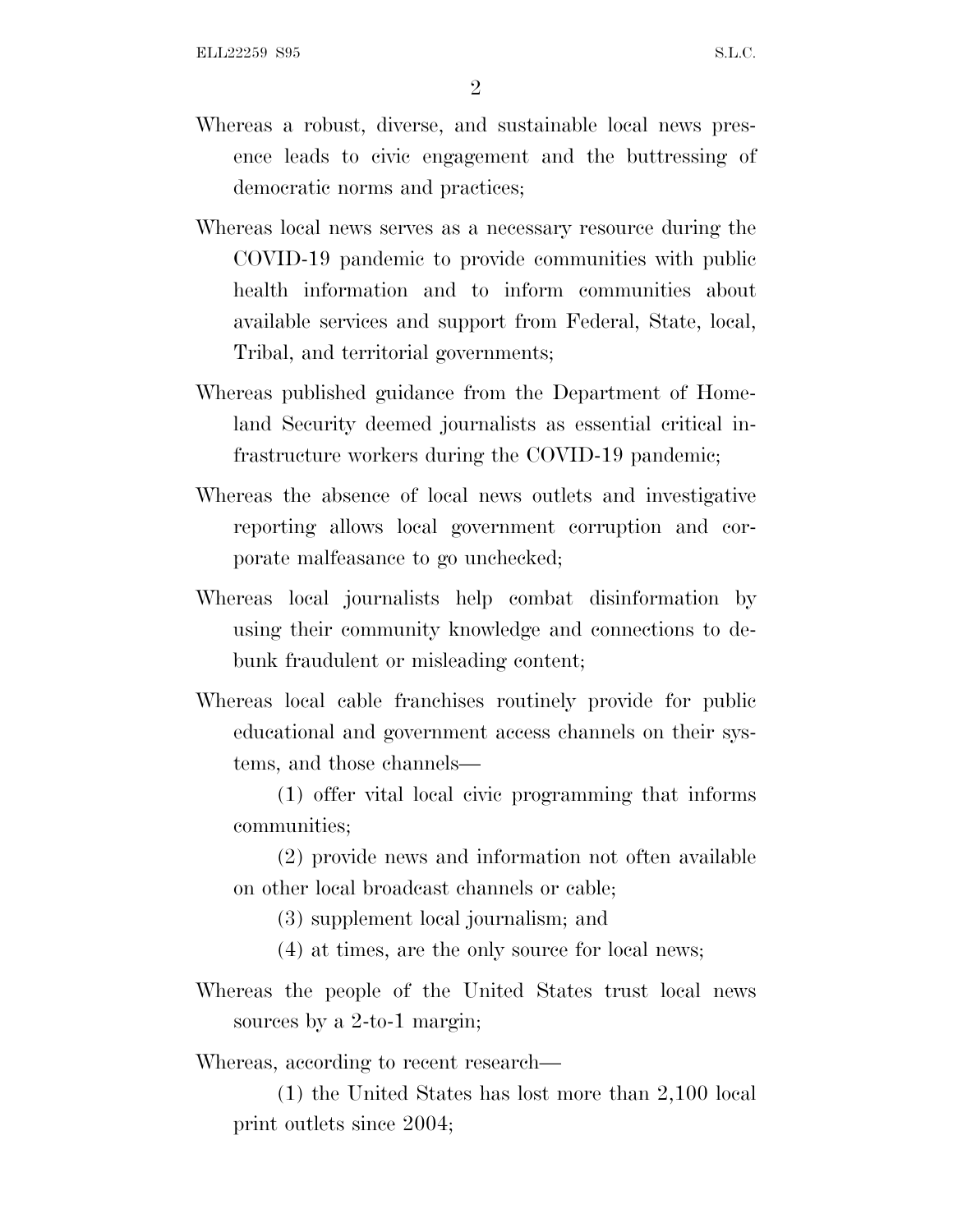Whereas a robust, diverse, and sustainable local news presence leads to civic engagement and the buttressing of democratic norms and practices;

Whereas local news serves as a necessary resource during the COVID-19 pandemic to provide communities with public health information and to inform communities about available services and support from Federal, State, local, Tribal, and territorial governments;

Whereas published guidance from the Department of Homeland Security deemed journalists as essential critical infrastructure workers during the COVID-19 pandemic;

Whereas the absence of local news outlets and investigative reporting allows local government corruption and corporate malfeasance to go unchecked;

Whereas local journalists help combat disinformation by using their community knowledge and connections to debunk fraudulent or misleading content;

Whereas local cable franchises routinely provide for public educational and government access channels on their systems, and those channels—

(1) offer vital local civic programming that informs communities;

(2) provide news and information not often available on other local broadcast channels or cable;

(3) supplement local journalism; and

(4) at times, are the only source for local news;

Whereas the people of the United States trust local news sources by a 2-to-1 margin;

Whereas, according to recent research—

(1) the United States has lost more than 2,100 local print outlets since 2004;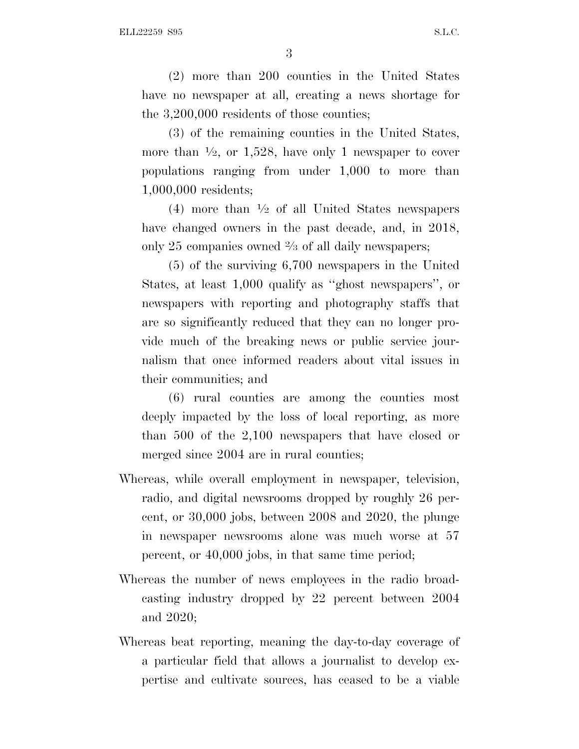(2) more than 200 counties in the United States have no newspaper at all, creating a news shortage for the 3,200,000 residents of those counties;

(3) of the remaining counties in the United States, more than ½, or 1,528, have only 1 newspaper to cover populations ranging from under 1,000 to more than 1,000,000 residents;

(4) more than ½ of all United States newspapers have changed owners in the past decade, and, in 2018, only 25 companies owned ⅔ of all daily newspapers;

(5) of the surviving 6,700 newspapers in the United States, at least 1,000 qualify as "ghost newspapers", or newspapers with reporting and photography staffs that are so significantly reduced that they can no longer provide much of the breaking news or public service journalism that once informed readers about vital issues in their communities; and

(6) rural counties are among the counties most deeply impacted by the loss of local reporting, as more than 500 of the 2,100 newspapers that have closed or merged since 2004 are in rural counties;

Whereas, while overall employment in newspaper, television, radio, and digital newsrooms dropped by roughly 26 percent, or 30,000 jobs, between 2008 and 2020, the plunge in newspaper newsrooms alone was much worse at 57 percent, or 40,000 jobs, in that same time period;

Whereas the number of news employees in the radio broadcasting industry dropped by 22 percent between 2004 and 2020;

Whereas beat reporting, meaning the day-to-day coverage of a particular field that allows a journalist to develop expertise and cultivate sources, has ceased to be a viable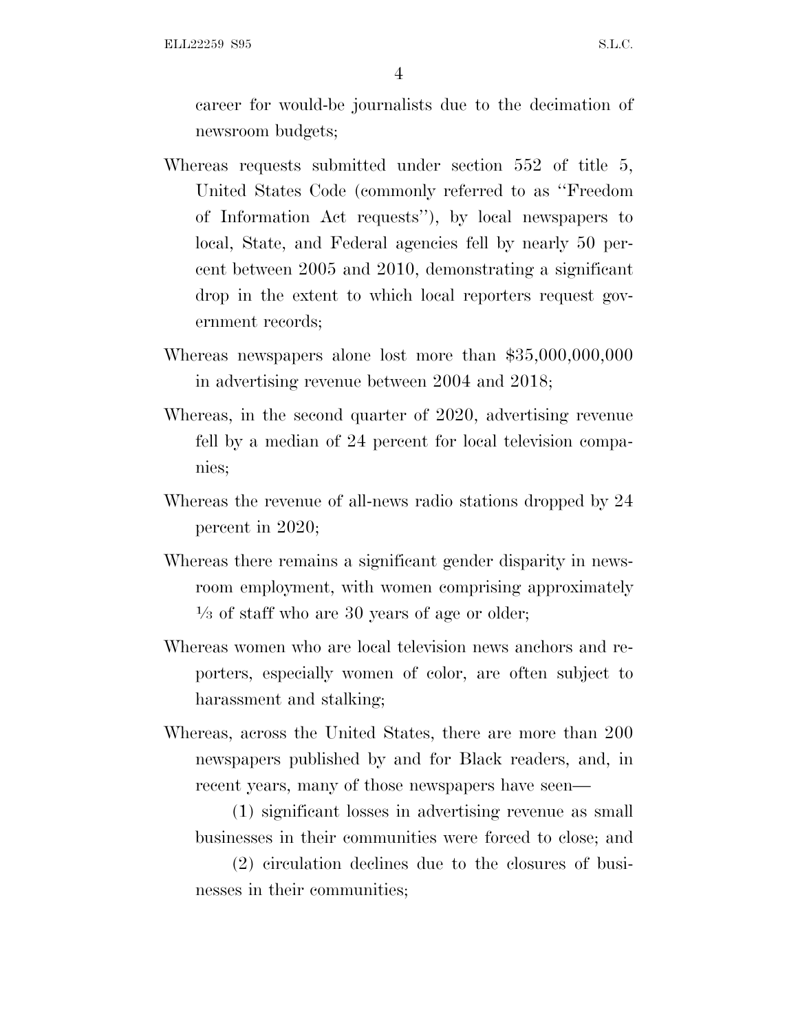career for would-be journalists due to the decimation of newsroom budgets;

Whereas requests submitted under section 552 of title 5, United States Code (commonly referred to as ''Freedom of Information Act requests''), by local newspapers to local, State, and Federal agencies fell by nearly 50 percent between 2005 and 2010, demonstrating a significant drop in the extent to which local reporters request government records;

Whereas newspapers alone lost more than $35,000,000,000 in advertising revenue between 2004 and 2018;

Whereas, in the second quarter of 2020, advertising revenue fell by a median of 24 percent for local television companies;

Whereas the revenue of all-news radio stations dropped by 24 percent in 2020;

Whereas there remains a significant gender disparity in newsroom employment, with women comprising approximately ⅓ of staff who are 30 years of age or older;

Whereas women who are local television news anchors and reporters, especially women of color, are often subject to harassment and stalking;

Whereas, across the United States, there are more than 200 newspapers published by and for Black readers, and, in recent years, many of those newspapers have seen—

(1) significant losses in advertising revenue as small businesses in their communities were forced to close; and

(2) circulation declines due to the closures of businesses in their communities;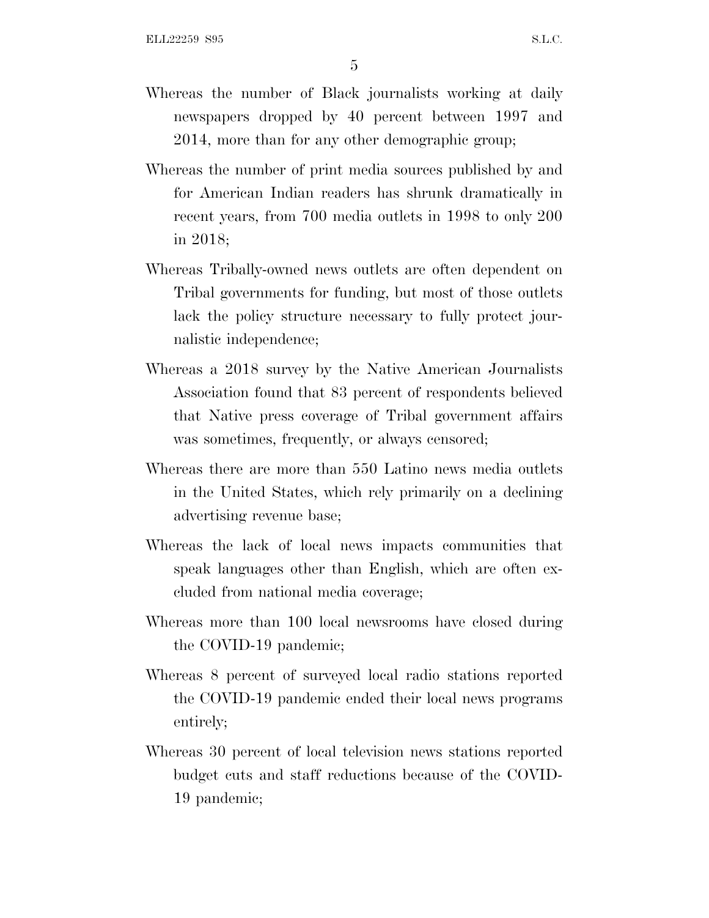Whereas the number of Black journalists working at daily newspapers dropped by 40 percent between 1997 and 2014, more than for any other demographic group;

Whereas the number of print media sources published by and for American Indian readers has shrunk dramatically in recent years, from 700 media outlets in 1998 to only 200 in 2018;

Whereas Tribally-owned news outlets are often dependent on Tribal governments for funding, but most of those outlets lack the policy structure necessary to fully protect journalistic independence;

Whereas a 2018 survey by the Native American Journalists Association found that 83 percent of respondents believed that Native press coverage of Tribal government affairs was sometimes, frequently, or always censored;

Whereas there are more than 550 Latino news media outlets in the United States, which rely primarily on a declining advertising revenue base;

Whereas the lack of local news impacts communities that speak languages other than English, which are often excluded from national media coverage;

Whereas more than 100 local newsrooms have closed during the COVID-19 pandemic;

Whereas 8 percent of surveyed local radio stations reported the COVID-19 pandemic ended their local news programs entirely;

Whereas 30 percent of local television news stations reported budget cuts and staff reductions because of the COVID-19 pandemic;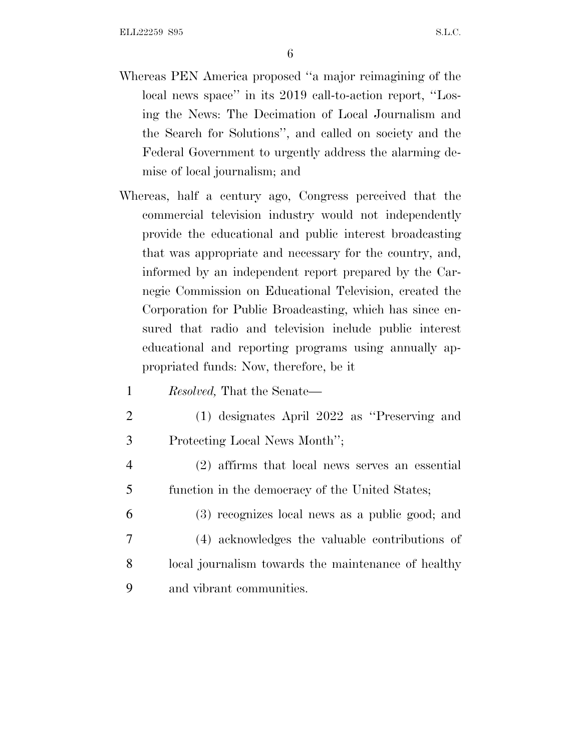Whereas PEN America proposed "a major reimagining of the local news space" in its 2019 call-to-action report, "Losing the News: The Decimation of Local Journalism and the Search for Solutions", and called on society and the Federal Government to urgently address the alarming demise of local journalism; and

Whereas, half a century ago, Congress perceived that the commercial television industry would not independently provide the educational and public interest broadcasting that was appropriate and necessary for the country, and, informed by an independent report prepared by the Carnegie Commission on Educational Television, created the Corporation for Public Broadcasting, which has since ensured that radio and television include public interest educational and reporting programs using annually appropriated funds: Now, therefore, be it

*Resolved,* That the Senate—

(1) designates April 2022 as "Preserving and Protecting Local News Month";

(2) affirms that local news serves an essential function in the democracy of the United States;

(3) recognizes local news as a public good; and

(4) acknowledges the valuable contributions of local journalism towards the maintenance of healthy and vibrant communities.